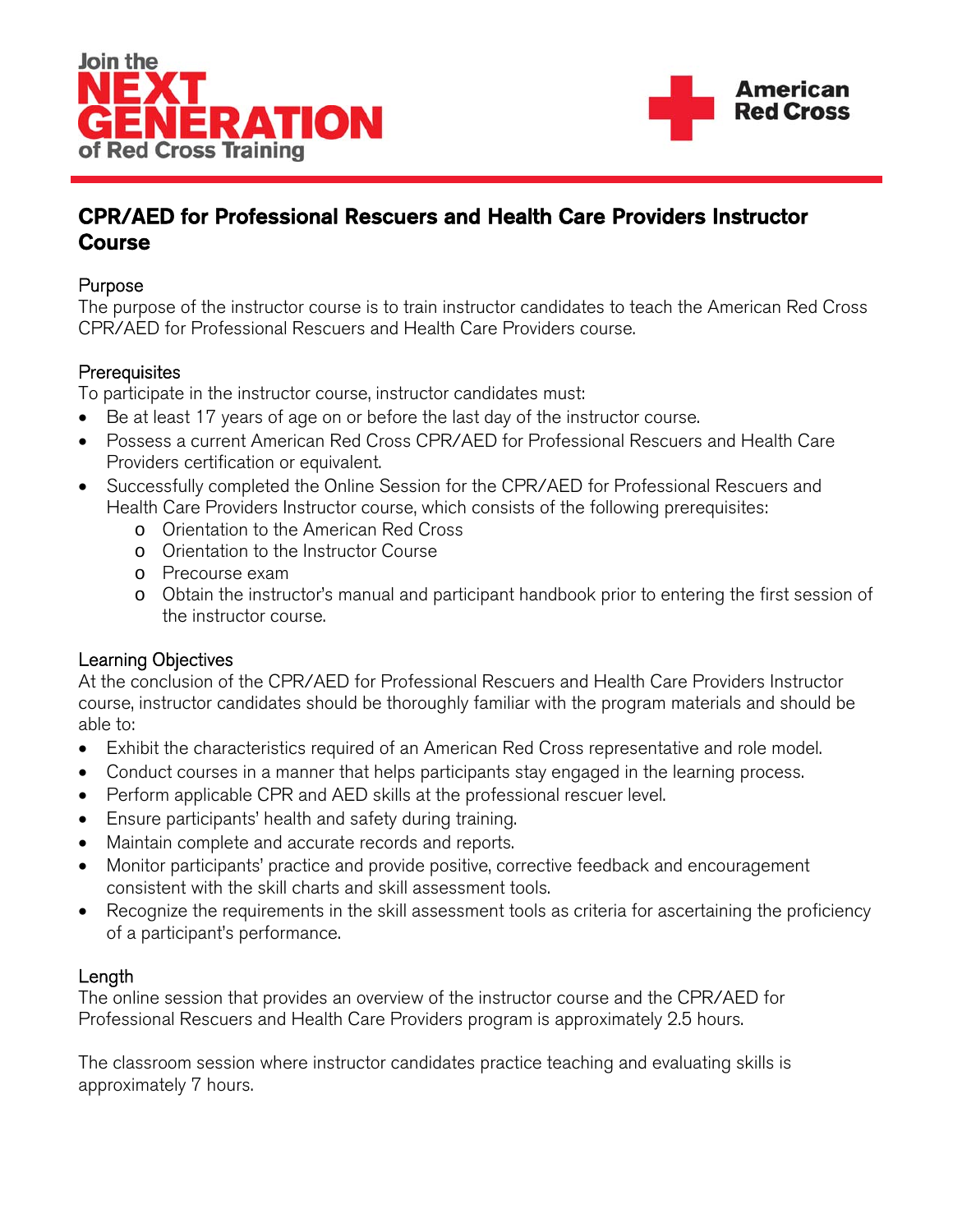Join the **NEXT GENERATION** of Red Cross Training

American Red Cross

# CPR/AED for Professional Rescuers and Health Care Providers Instructor Course

## Purpose

The purpose of the instructor course is to train instructor candidates to teach the American Red Cross CPR/AED for Professional Rescuers and Health Care Providers course.

## Prerequisites

To participate in the instructor course, instructor candidates must:

- Be at least 17 years of age on or before the last day of the instructor course.
- Possess a current American Red Cross CPR/AED for Professional Rescuers and Health Care Providers certification or equivalent.
- Successfully completed the Online Session for the CPR/AED for Professional Rescuers and Health Care Providers Instructor course, which consists of the following prerequisites:
  - Orientation to the American Red Cross
  - Orientation to the Instructor Course
  - Precourse exam
  - Obtain the instructor's manual and participant handbook prior to entering the first session of the instructor course.

## Learning Objectives

At the conclusion of the CPR/AED for Professional Rescuers and Health Care Providers Instructor course, instructor candidates should be thoroughly familiar with the program materials and should be able to:

- Exhibit the characteristics required of an American Red Cross representative and role model.
- Conduct courses in a manner that helps participants stay engaged in the learning process.
- Perform applicable CPR and AED skills at the professional rescuer level.
- Ensure participants' health and safety during training.
- Maintain complete and accurate records and reports.
- Monitor participants' practice and provide positive, corrective feedback and encouragement consistent with the skill charts and skill assessment tools.
- Recognize the requirements in the skill assessment tools as criteria for ascertaining the proficiency of a participant's performance.

## Length

The online session that provides an overview of the instructor course and the CPR/AED for Professional Rescuers and Health Care Providers program is approximately 2.5 hours.

The classroom session where instructor candidates practice teaching and evaluating skills is approximately 7 hours.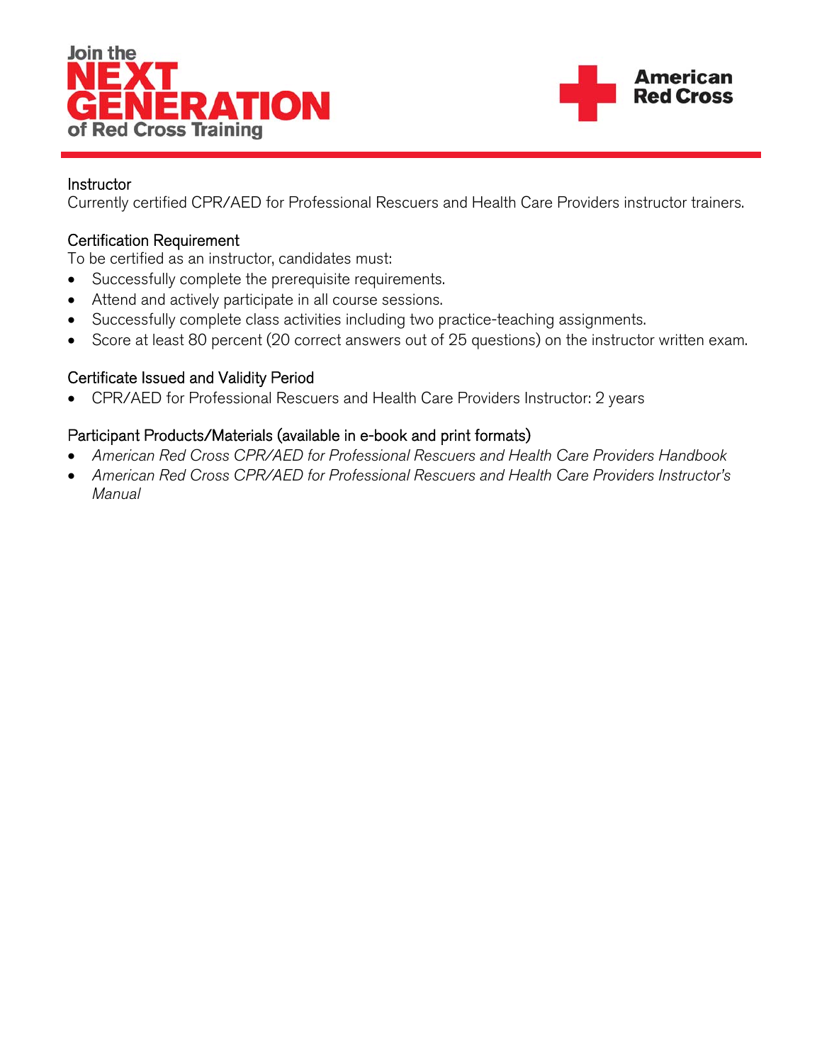### Instructor

Currently certified CPR/AED for Professional Rescuers and Health Care Providers instructor trainers.

### Certification Requirement

To be certified as an instructor, candidates must:

- Successfully complete the prerequisite requirements.
- Attend and actively participate in all course sessions.
- Successfully complete class activities including two practice-teaching assignments.
- Score at least 80 percent (20 correct answers out of 25 questions) on the instructor written exam.

### Certificate Issued and Validity Period

- CPR/AED for Professional Rescuers and Health Care Providers Instructor: 2 years

### Participant Products/Materials (available in e-book and print formats)

- *American Red Cross CPR/AED for Professional Rescuers and Health Care Providers Handbook*
- *American Red Cross CPR/AED for Professional Rescuers and Health Care Providers Instructor's Manual*